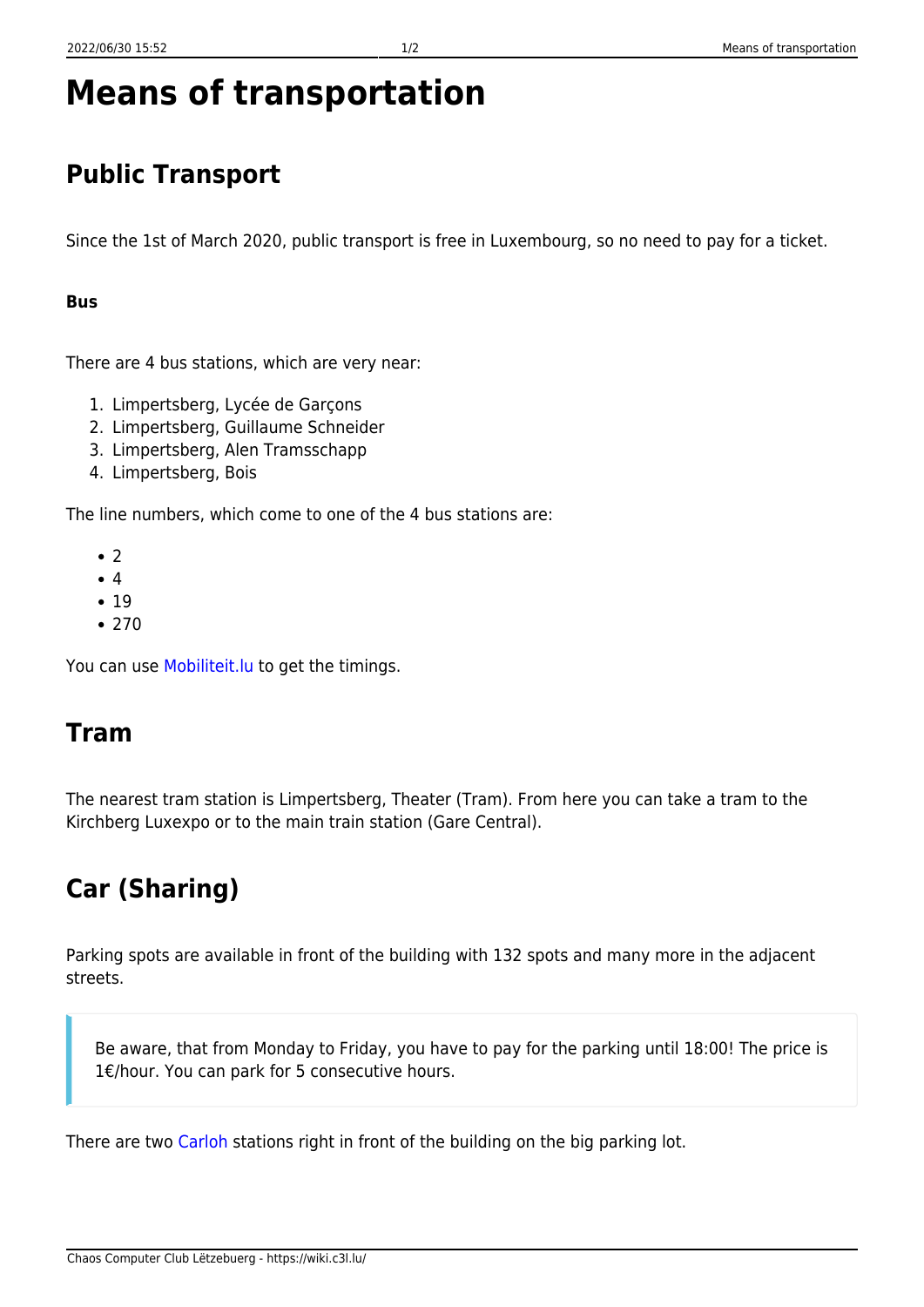# Means of transportation

## Public Transport

Since the 1st of March 2020, public transport is free in Luxembourg, so no need to pay for a ticket.

#### Bus

There are 4 bus stations, which are very near:

1. Limpertsberg, Lycée de Garçons
2. Limpertsberg, Guillaume Schneider
3. Limpertsberg, Alen Tramsschapp
4. Limpertsberg, Bois

The line numbers, which come to one of the 4 bus stations are:

- 2
- 4
- 19
- 270

You can use Mobiliteit.lu to get the timings.

## Tram

The nearest tram station is Limpertsberg, Theater (Tram). From here you can take a tram to the Kirchberg Luxexpo or to the main train station (Gare Central).

## Car (Sharing)

Parking spots are available in front of the building with 132 spots and many more in the adjacent streets.

> Be aware, that from Monday to Friday, you have to pay for the parking until 18:00! The price is 1€/hour. You can park for 5 consecutive hours.

There are two Carloh stations right in front of the building on the big parking lot.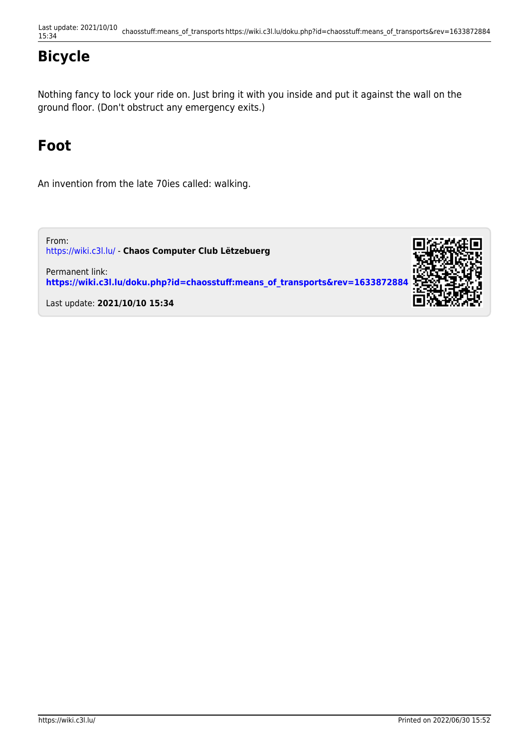## Bicycle

Nothing fancy to lock your ride on. Just bring it with you inside and put it against the wall on the ground floor. (Don't obstruct any emergency exits.)

## Foot

An invention from the late 70ies called: walking.

From:
https://wiki.c3l.lu/ - **Chaos Computer Club Lëtzebuerg**

Permanent link:
**https://wiki.c3l.lu/doku.php?id=chaosstuff:means_of_transports&rev=1633872884**

Last update: **2021/10/10 15:34**